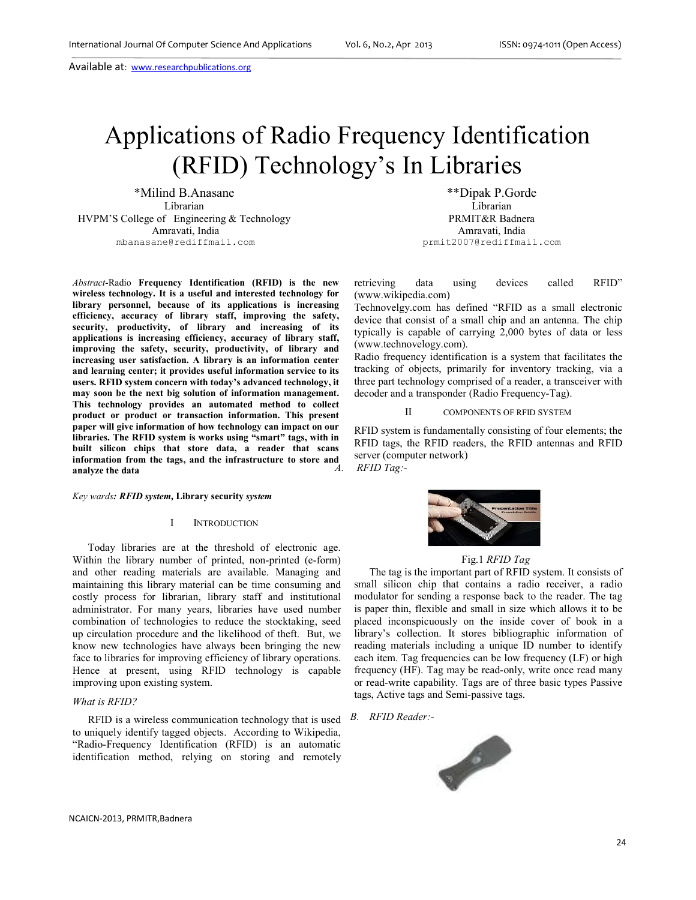# Applications of Radio Frequency Identification (RFID) Technology's In Libraries

*Milind B.Anasane
Librarian
HVPM'S College of Engineering & Technology
Amravati, India
mbanasane@rediffmail.com

**Dipak P.Gorde
Librarian
PRMIT&R Badnera
Amravati, India
prmit2007@rediffmail.com

*Abstract*-Radio **Frequency Identification (RFID) is the new wireless technology. It is a useful and interested technology for library personnel, because of its applications is increasing efficiency, accuracy of library staff, improving the safety, security, productivity, of library and increasing of its applications is increasing efficiency, accuracy of library staff, improving the safety, security, productivity, of library and increasing user satisfaction. A library is an information center and learning center; it provides useful information service to its users. RFID system concern with today's advanced technology, it may soon be the next big solution of information management. This technology provides an automated method to collect product or product or transaction information. This present paper will give information of how technology can impact on our libraries. The RFID system is works using "smart" tags, with in built silicon chips that store data, a reader that scans information from the tags, and the infrastructure to store and analyze the data**

*Key wards: **RFID system,*** **Library security** ***system***

## I INTRODUCTION

Today libraries are at the threshold of electronic age. Within the library number of printed, non-printed (e-form) and other reading materials are available. Managing and maintaining this library material can be time consuming and costly process for librarian, library staff and institutional administrator. For many years, libraries have used number combination of technologies to reduce the stocktaking, seed up circulation procedure and the likelihood of theft. But, we know new technologies have always been bringing the new face to libraries for improving efficiency of library operations. Hence at present, using RFID technology is capable improving upon existing system.

*What is RFID?*

RFID is a wireless communication technology that is used to uniquely identify tagged objects. According to Wikipedia, "Radio-Frequency Identification (RFID) is an automatic identification method, relying on storing and remotely retrieving data using devices called RFID" (www.wikipedia.com)

Technovelgy.com has defined "RFID as a small electronic device that consist of a small chip and an antenna. The chip typically is capable of carrying 2,000 bytes of data or less (www.technovelgy.com).

Radio frequency identification is a system that facilitates the tracking of objects, primarily for inventory tracking, via a three part technology comprised of a reader, a transceiver with decoder and a transponder (Radio Frequency-Tag).

## II COMPONENTS OF RFID SYSTEM

RFID system is fundamentally consisting of four elements; the RFID tags, the RFID readers, the RFID antennas and RFID server (computer network)

### A. *RFID Tag:-*

Fig.1 *RFID Tag*

The tag is the important part of RFID system. It consists of small silicon chip that contains a radio receiver, a radio modulator for sending a response back to the reader. The tag is paper thin, flexible and small in size which allows it to be placed inconspicuously on the inside cover of book in a library's collection. It stores bibliographic information of reading materials including a unique ID number to identify each item. Tag frequencies can be low frequency (LF) or high frequency (HF). Tag may be read-only, write once read many or read-write capability. Tags are of three basic types Passive tags, Active tags and Semi-passive tags.

### B. *RFID Reader:-*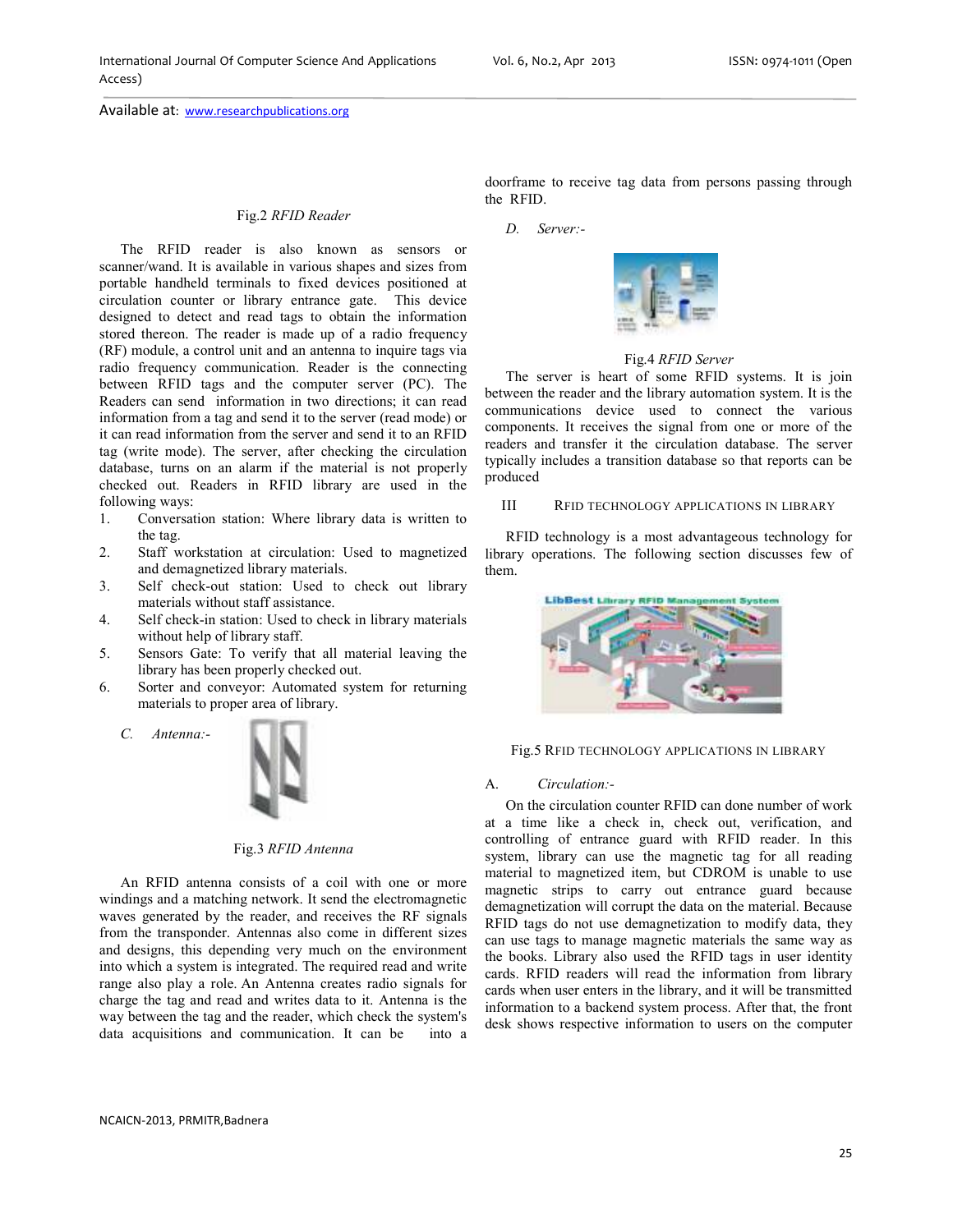Fig.2 *RFID Reader*

The RFID reader is also known as sensors or scanner/wand. It is available in various shapes and sizes from portable handheld terminals to fixed devices positioned at circulation counter or library entrance gate. This device designed to detect and read tags to obtain the information stored thereon. The reader is made up of a radio frequency (RF) module, a control unit and an antenna to inquire tags via radio frequency communication. Reader is the connecting between RFID tags and the computer server (PC). The Readers can send information in two directions; it can read information from a tag and send it to the server (read mode) or it can read information from the server and send it to an RFID tag (write mode). The server, after checking the circulation database, turns on an alarm if the material is not properly checked out. Readers in RFID library are used in the following ways:

1. Conversation station: Where library data is written to the tag.
2. Staff workstation at circulation: Used to magnetized and demagnetized library materials.
3. Self check-out station: Used to check out library materials without staff assistance.
4. Self check-in station: Used to check in library materials without help of library staff.
5. Sensors Gate: To verify that all material leaving the library has been properly checked out.
6. Sorter and conveyor: Automated system for returning materials to proper area of library.

### C. *Antenna:-*

Fig.3 *RFID Antenna*

An RFID antenna consists of a coil with one or more windings and a matching network. It send the electromagnetic waves generated by the reader, and receives the RF signals from the transponder. Antennas also come in different sizes and designs, this depending very much on the environment into which a system is integrated. The required read and write range also play a role. An Antenna creates radio signals for charge the tag and read and writes data to it. Antenna is the way between the tag and the reader, which check the system's data acquisitions and communication. It can be into a doorframe to receive tag data from persons passing through the RFID.

### D. *Server:-*

Fig.4 *RFID Server*

The server is heart of some RFID systems. It is join between the reader and the library automation system. It is the communications device used to connect the various components. It receives the signal from one or more of the readers and transfer it the circulation database. The server typically includes a transition database so that reports can be produced

## III RFID TECHNOLOGY APPLICATIONS IN LIBRARY

RFID technology is a most advantageous technology for library operations. The following section discusses few of them.

Fig.5 RFID TECHNOLOGY APPLICATIONS IN LIBRARY

### A. *Circulation:-*

On the circulation counter RFID can done number of work at a time like a check in, check out, verification, and controlling of entrance guard with RFID reader. In this system, library can use the magnetic tag for all reading material to magnetized item, but CDROM is unable to use magnetic strips to carry out entrance guard because demagnetization will corrupt the data on the material. Because RFID tags do not use demagnetization to modify data, they can use tags to manage magnetic materials the same way as the books. Library also used the RFID tags in user identity cards. RFID readers will read the information from library cards when user enters in the library, and it will be transmitted information to a backend system process. After that, the front desk shows respective information to users on the computer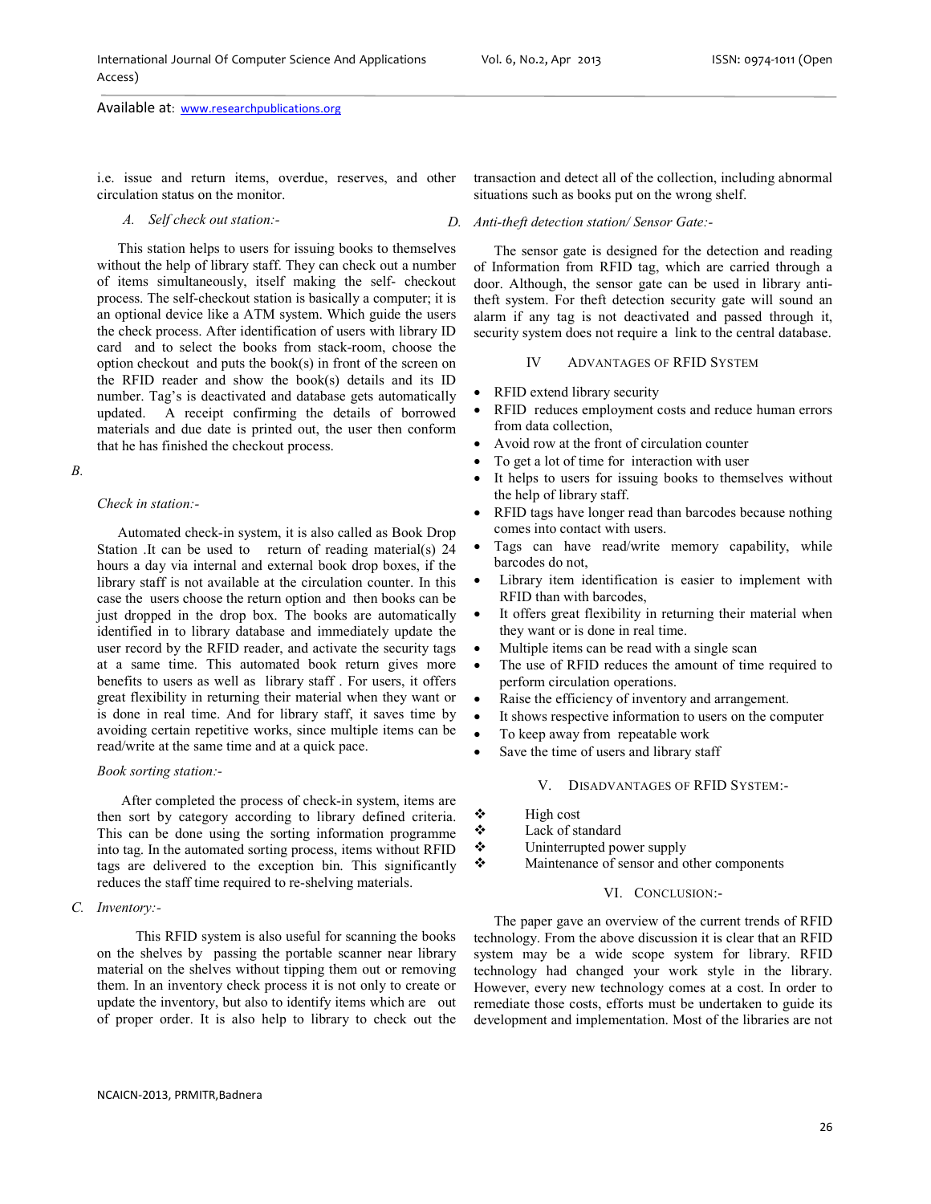i.e. issue and return items, overdue, reserves, and other circulation status on the monitor.

### A. Self check out station:-

This station helps to users for issuing books to themselves without the help of library staff. They can check out a number of items simultaneously, itself making the self- checkout process. The self-checkout station is basically a computer; it is an optional device like a ATM system. Which guide the users the check process. After identification of users with library ID card and to select the books from stack-room, choose the option checkout and puts the book(s) in front of the screen on the RFID reader and show the book(s) details and its ID number. Tag's is deactivated and database gets automatically updated. A receipt confirming the details of borrowed materials and due date is printed out, the user then conform that he has finished the checkout process.

### B. Check in station:-

Automated check-in system, it is also called as Book Drop Station .It can be used to return of reading material(s) 24 hours a day via internal and external book drop boxes, if the library staff is not available at the circulation counter. In this case the users choose the return option and then books can be just dropped in the drop box. The books are automatically identified in to library database and immediately update the user record by the RFID reader, and activate the security tags at a same time. This automated book return gives more benefits to users as well as library staff . For users, it offers great flexibility in returning their material when they want or is done in real time. And for library staff, it saves time by avoiding certain repetitive works, since multiple items can be read/write at the same time and at a quick pace.

### Book sorting station:-

After completed the process of check-in system, items are then sort by category according to library defined criteria. This can be done using the sorting information programme into tag. In the automated sorting process, items without RFID tags are delivered to the exception bin. This significantly reduces the staff time required to re-shelving materials.

### C. Inventory:-

This RFID system is also useful for scanning the books on the shelves by passing the portable scanner near library material on the shelves without tipping them out or removing them. In an inventory check process it is not only to create or update the inventory, but also to identify items which are out of proper order. It is also help to library to check out the transaction and detect all of the collection, including abnormal situations such as books put on the wrong shelf.

### D. Anti-theft detection station/ Sensor Gate:-

The sensor gate is designed for the detection and reading of Information from RFID tag, which are carried through a door. Although, the sensor gate can be used in library anti-theft system. For theft detection security gate will sound an alarm if any tag is not deactivated and passed through it, security system does not require a link to the central database.

## IV ADVANTAGES OF RFID SYSTEM

- RFID extend library security
- RFID reduces employment costs and reduce human errors from data collection,
- Avoid row at the front of circulation counter
- To get a lot of time for interaction with user
- It helps to users for issuing books to themselves without the help of library staff.
- RFID tags have longer read than barcodes because nothing comes into contact with users.
- Tags can have read/write memory capability, while barcodes do not,
- Library item identification is easier to implement with RFID than with barcodes,
- It offers great flexibility in returning their material when they want or is done in real time.
- Multiple items can be read with a single scan
- The use of RFID reduces the amount of time required to perform circulation operations.
- Raise the efficiency of inventory and arrangement.
- It shows respective information to users on the computer
- To keep away from repeatable work
- Save the time of users and library staff

## V. DISADVANTAGES OF RFID SYSTEM:-

- High cost
- Lack of standard
- Uninterrupted power supply
- Maintenance of sensor and other components

## VI. CONCLUSION:-

The paper gave an overview of the current trends of RFID technology. From the above discussion it is clear that an RFID system may be a wide scope system for library. RFID technology had changed your work style in the library. However, every new technology comes at a cost. In order to remediate those costs, efforts must be undertaken to guide its development and implementation. Most of the libraries are not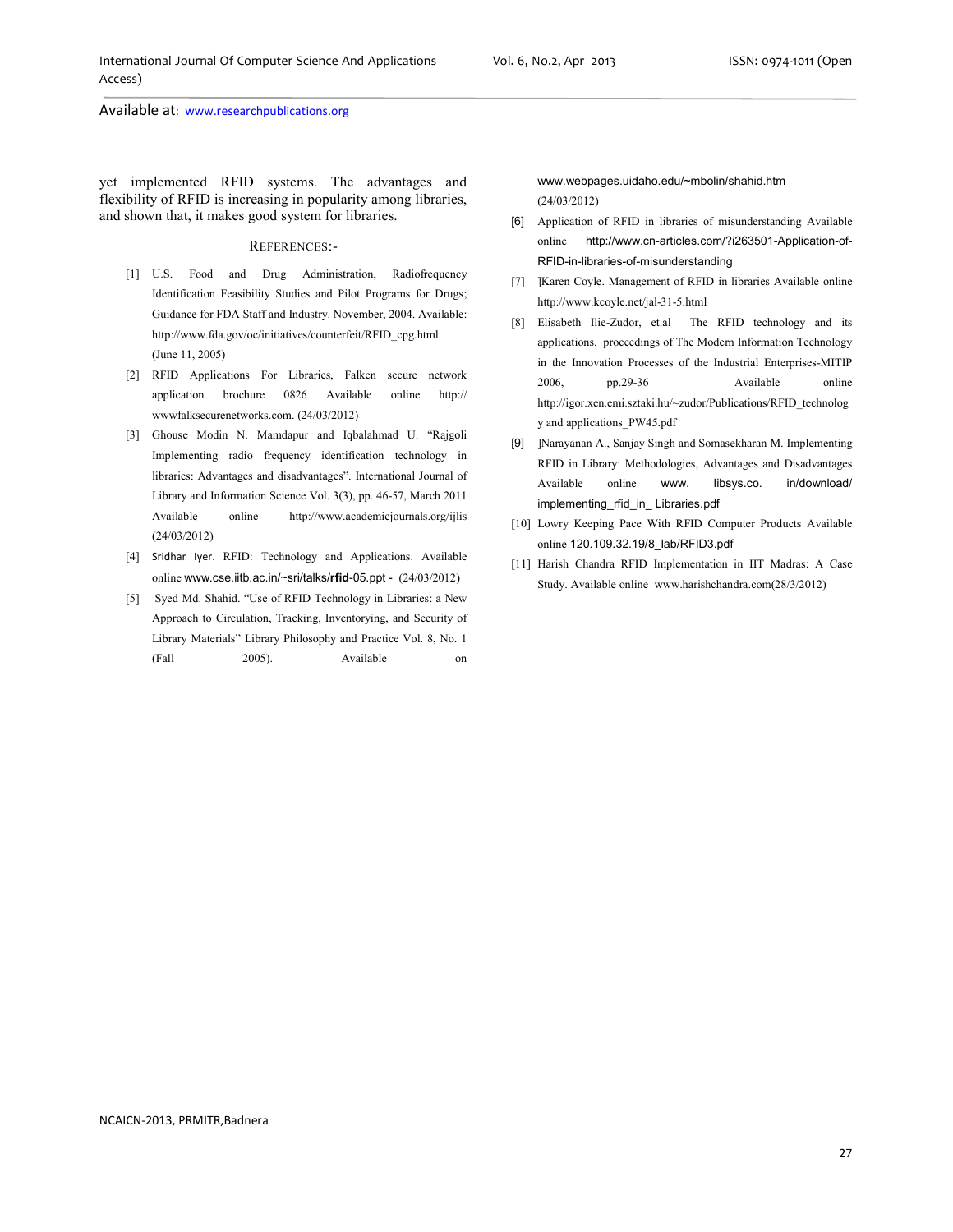yet implemented RFID systems. The advantages and flexibility of RFID is increasing in popularity among libraries, and shown that, it makes good system for libraries.

## REFERENCES:-

[1] U.S. Food and Drug Administration, Radiofrequency Identification Feasibility Studies and Pilot Programs for Drugs; Guidance for FDA Staff and Industry. November, 2004. Available: http://www.fda.gov/oc/initiatives/counterfeit/RFID_cpg.html. (June 11, 2005)

[2] RFID Applications For Libraries, Falken secure network application brochure 0826 Available online http:// wwwfalksecurenetworks.com. (24/03/2012)

[3] Ghouse Modin N. Mamdapur and Iqbalahmad U. "Rajgoli Implementing radio frequency identification technology in libraries: Advantages and disadvantages". International Journal of Library and Information Science Vol. 3(3), pp. 46-57, March 2011 Available online http://www.academicjournals.org/ijlis (24/03/2012)

[4] Sridhar Iyer. RFID: Technology and Applications. Available online www.cse.iitb.ac.in/~sri/talks/**rfid**-05.ppt - (24/03/2012)

[5] Syed Md. Shahid. "Use of RFID Technology in Libraries: a New Approach to Circulation, Tracking, Inventorying, and Security of Library Materials" Library Philosophy and Practice Vol. 8, No. 1 (Fall 2005). Available on www.webpages.uidaho.edu/~mbolin/shahid.htm (24/03/2012)

[6] Application of RFID in libraries of misunderstanding Available online http://www.cn-articles.com/?i263501-Application-of-RFID-in-libraries-of-misunderstanding

[7] ]Karen Coyle. Management of RFID in libraries Available online http://www.kcoyle.net/jal-31-5.html

[8] Elisabeth Ilie-Zudor, et.al The RFID technology and its applications. proceedings of The Modern Information Technology in the Innovation Processes of the Industrial Enterprises-MITIP 2006, pp.29-36 Available online http://igor.xen.emi.sztaki.hu/~zudor/Publications/RFID_technology and applications_PW45.pdf

[9] ]Narayanan A., Sanjay Singh and Somasekharan M. Implementing RFID in Library: Methodologies, Advantages and Disadvantages Available online www. libsys.co. in/download/ implementing_rfid_in_ Libraries.pdf

[10] Lowry Keeping Pace With RFID Computer Products Available online 120.109.32.19/8_lab/RFID3.pdf

[11] Harish Chandra RFID Implementation in IIT Madras: A Case Study. Available online www.harishchandra.com(28/3/2012)